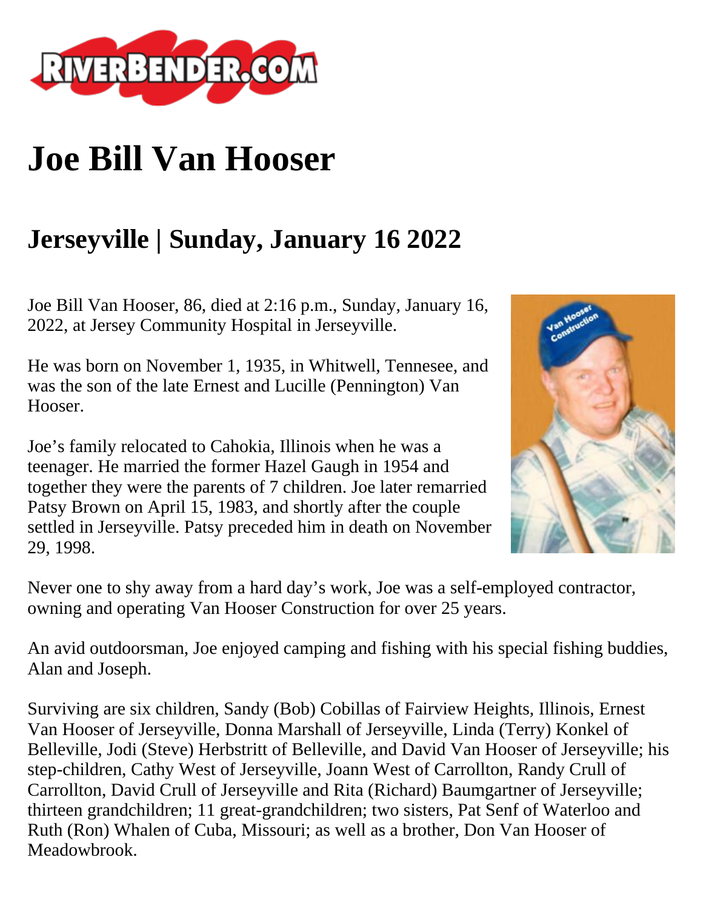# Joe Bill Van Hooser

## Jerseyville | Sunday, January 16 2022

Joe Bill Van Hooser, 86, died at 2:16 p.m., Sunday, January 16, 2022, at Jersey Community Hospital in Jerseyville.

He was born on November 1, 1935, in Whitwell, Tennesee, and was the son of the late Ernest and Lucille (Pennington) Van Hooser.

Joe's family relocated to Cahokia, Illinois when he was a teenager. He married the former Hazel Gaugh in 1954 and together they were the parents of 7 children. Joe later remarried Patsy Brown on April 15, 1983, and shortly after the couple settled in Jerseyville. Patsy preceded him in death on November 29, 1998.

Never one to shy away from a hard day's work, Joe was a self-employed contractor, owning and operating Van Hooser Construction for over 25 years.

An avid outdoorsman, Joe enjoyed camping and fishing with his special fishing buddies, Alan and Joseph.

Surviving are six children, Sandy (Bob) Cobillas of Fairview Heights, Illinois, Ernest Van Hooser of Jerseyville, Donna Marshall of Jerseyville, Linda (Terry) Konkel of Belleville, Jodi (Steve) Herbstritt of Belleville, and David Van Hooser of Jerseyville; his step-children, Cathy West of Jerseyville, Joann West of Carrollton, Randy Crull of Carrollton, David Crull of Jerseyville and Rita (Richard) Baumgartner of Jerseyville; thirteen grandchildren; 11 great-grandchildren; two sisters, Pat Senf of Waterloo and Ruth (Ron) Whalen of Cuba, Missouri; as well as a brother, Don Van Hooser of Meadowbrook.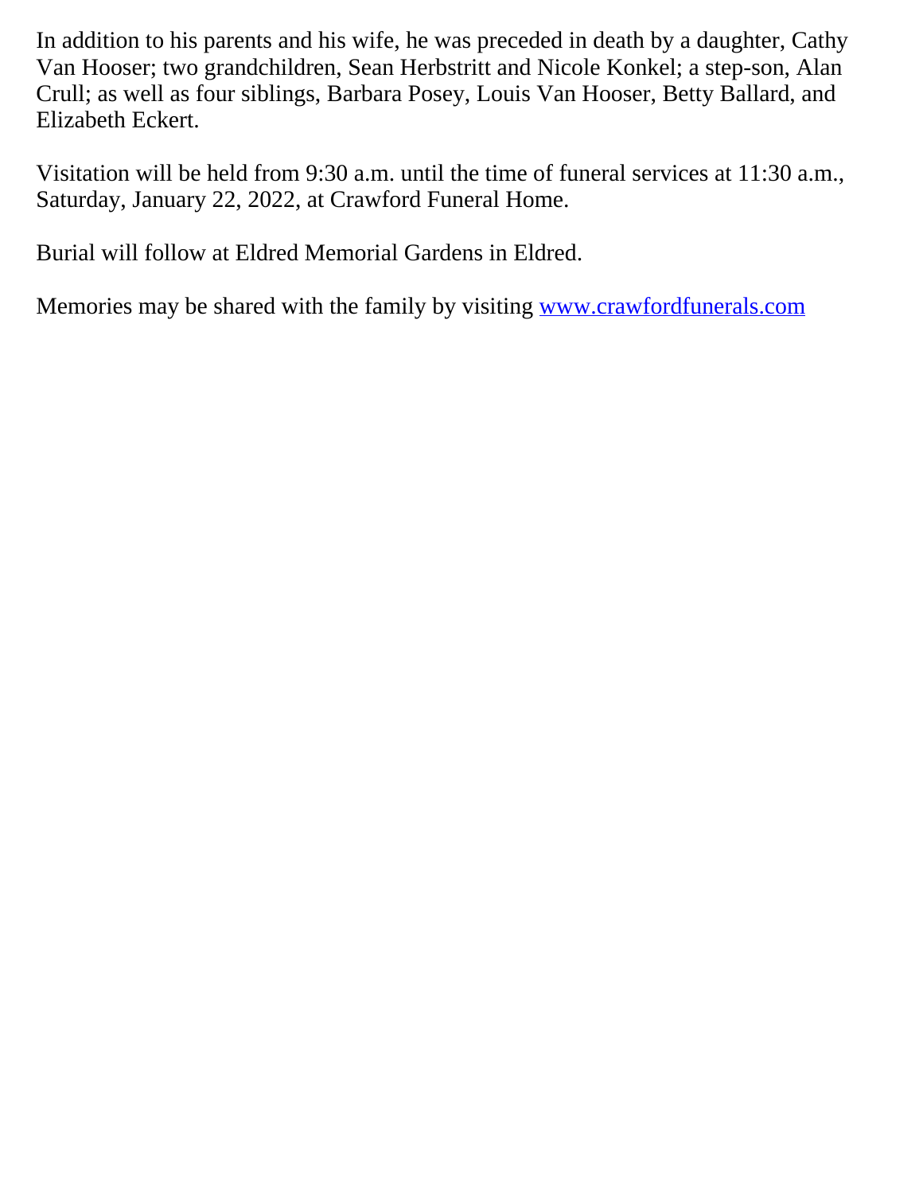In addition to his parents and his wife, he was preceded in death by a daughter, Cathy Van Hooser; two grandchildren, Sean Herbstritt and Nicole Konkel; a step-son, Alan Crull; as well as four siblings, Barbara Posey, Louis Van Hooser, Betty Ballard, and Elizabeth Eckert.

Visitation will be held from 9:30 a.m. until the time of funeral services at 11:30 a.m., Saturday, January 22, 2022, at Crawford Funeral Home.

Burial will follow at Eldred Memorial Gardens in Eldred.

Memories may be shared with the family by visiting [www.crawfordfunerals.com](http://www.crawfordfunerals.com)